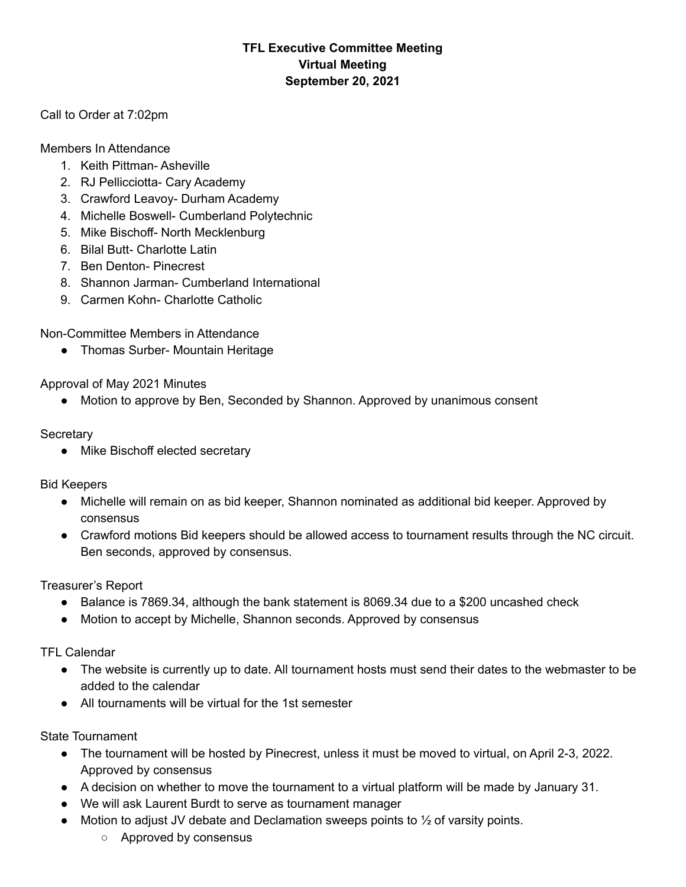**TFL Executive Committee Meeting**
**Virtual Meeting**
**September 20, 2021**

Call to Order at 7:02pm

Members In Attendance

1. Keith Pittman- Asheville
2. RJ Pellicciotta- Cary Academy
3. Crawford Leavoy- Durham Academy
4. Michelle Boswell- Cumberland Polytechnic
5. Mike Bischoff- North Mecklenburg
6. Bilal Butt- Charlotte Latin
7. Ben Denton- Pinecrest
8. Shannon Jarman- Cumberland International
9. Carmen Kohn- Charlotte Catholic

Non-Committee Members in Attendance

- Thomas Surber- Mountain Heritage

Approval of May 2021 Minutes

- Motion to approve by Ben, Seconded by Shannon. Approved by unanimous consent

Secretary

- Mike Bischoff elected secretary

Bid Keepers

- Michelle will remain on as bid keeper, Shannon nominated as additional bid keeper. Approved by consensus
- Crawford motions Bid keepers should be allowed access to tournament results through the NC circuit. Ben seconds, approved by consensus.

Treasurer's Report

- Balance is 7869.34, although the bank statement is 8069.34 due to a $200 uncashed check
- Motion to accept by Michelle, Shannon seconds. Approved by consensus

TFL Calendar

- The website is currently up to date. All tournament hosts must send their dates to the webmaster to be added to the calendar
- All tournaments will be virtual for the 1st semester

State Tournament

- The tournament will be hosted by Pinecrest, unless it must be moved to virtual, on April 2-3, 2022. Approved by consensus
- A decision on whether to move the tournament to a virtual platform will be made by January 31.
- We will ask Laurent Burdt to serve as tournament manager
- Motion to adjust JV debate and Declamation sweeps points to ½ of varsity points.
  - Approved by consensus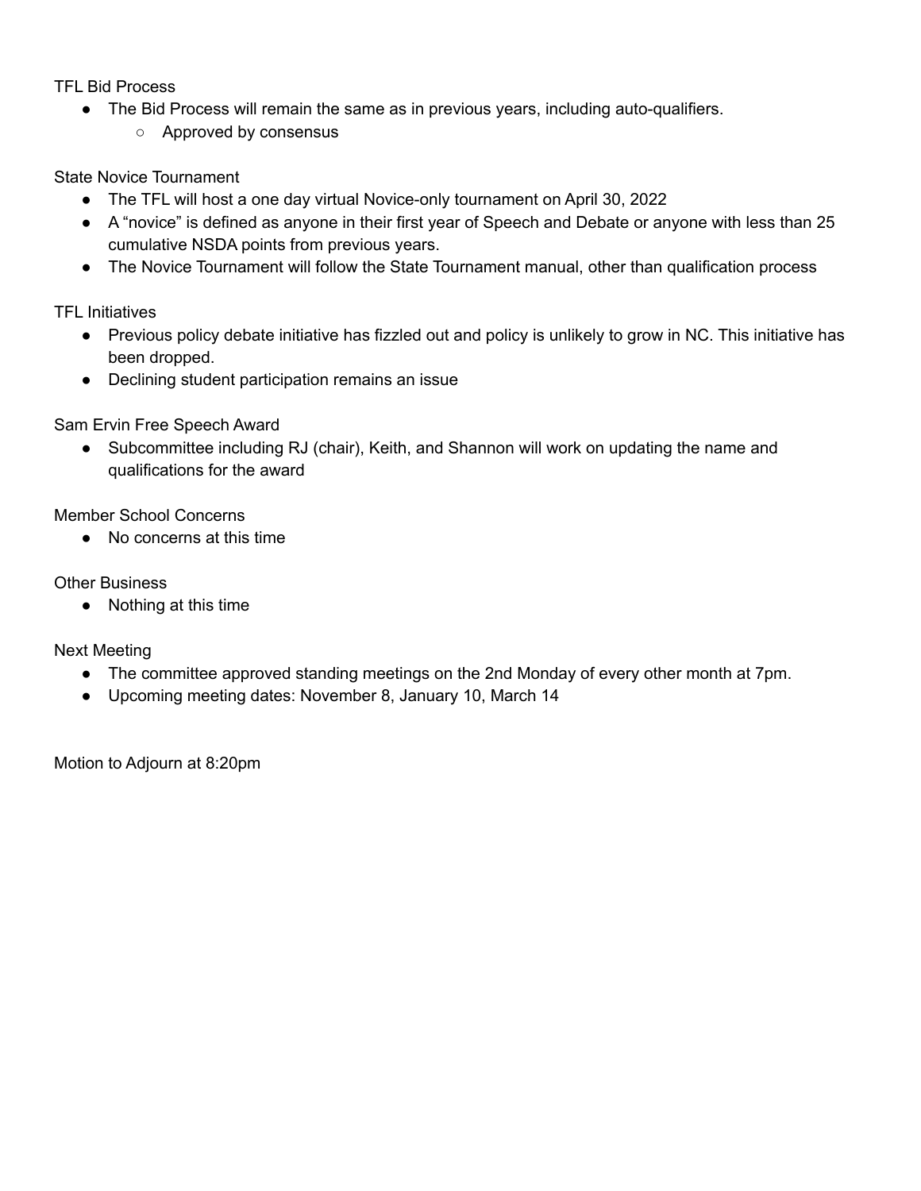TFL Bid Process

- The Bid Process will remain the same as in previous years, including auto-qualifiers.
    - Approved by consensus

State Novice Tournament

- The TFL will host a one day virtual Novice-only tournament on April 30, 2022
- A “novice” is defined as anyone in their first year of Speech and Debate or anyone with less than 25 cumulative NSDA points from previous years.
- The Novice Tournament will follow the State Tournament manual, other than qualification process

TFL Initiatives

- Previous policy debate initiative has fizzled out and policy is unlikely to grow in NC. This initiative has been dropped.
- Declining student participation remains an issue

Sam Ervin Free Speech Award

- Subcommittee including RJ (chair), Keith, and Shannon will work on updating the name and qualifications for the award

Member School Concerns

- No concerns at this time

Other Business

- Nothing at this time

Next Meeting

- The committee approved standing meetings on the 2nd Monday of every other month at 7pm.
- Upcoming meeting dates: November 8, January 10, March 14

Motion to Adjourn at 8:20pm